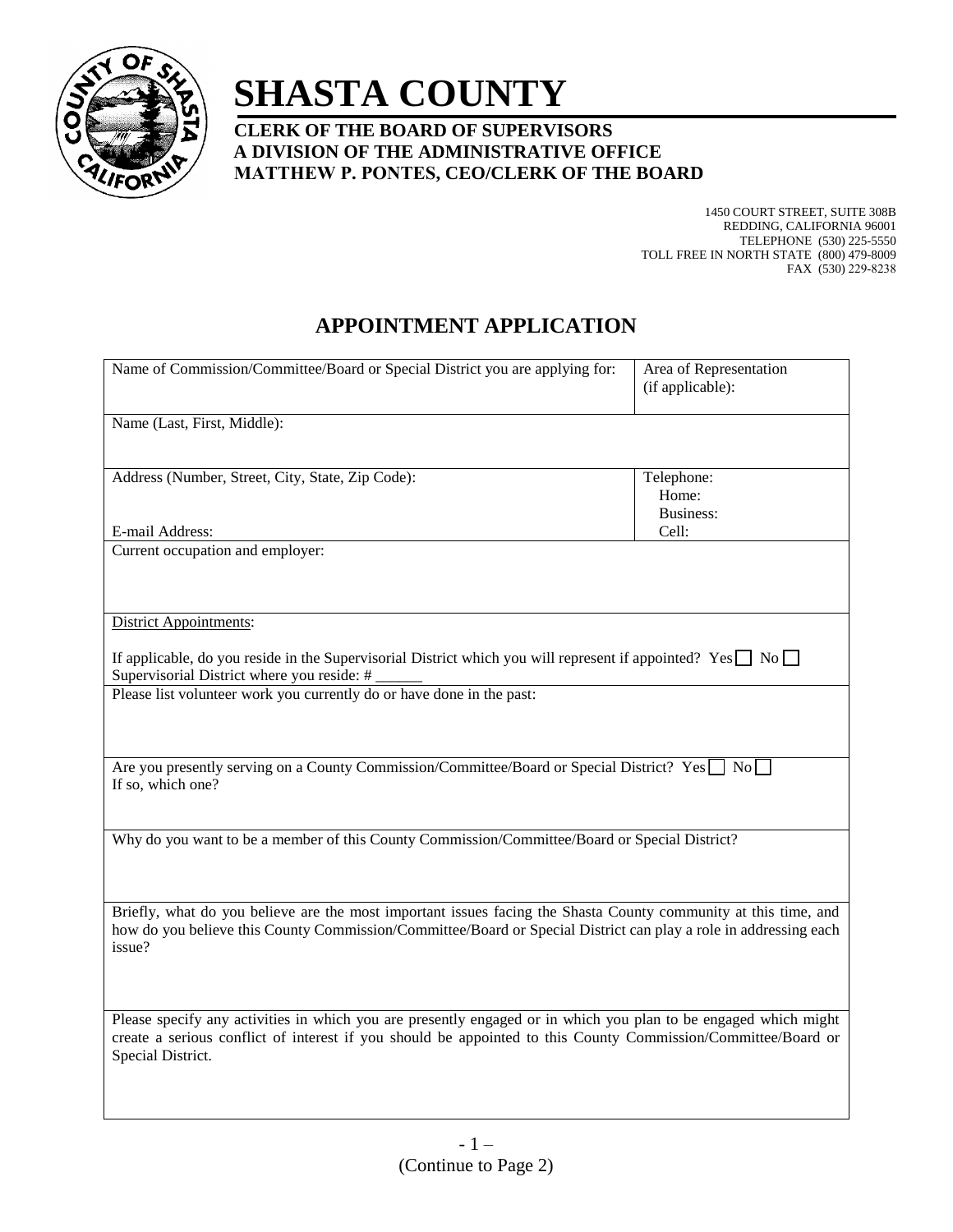# SHASTA COUNTY

**CLERK OF THE BOARD OF SUPERVISORS**
**A DIVISION OF THE ADMINISTRATIVE OFFICE**
**MATTHEW P. PONTES, CEO/CLERK OF THE BOARD**

1450 COURT STREET, SUITE 308B
REDDING, CALIFORNIA 96001
TELEPHONE (530) 225-5550
TOLL FREE IN NORTH STATE (800) 479-8009
FAX (530) 229-8238

## APPOINTMENT APPLICATION

| Name of Commission/Committee/Board or Special District you are applying for: | Area of Representation (if applicable): |
|---|---|
| Name (Last, First, Middle): | |
| Address (Number, Street, City, State, Zip Code): <br><br> E-mail Address: | Telephone: <br> Home: <br> Business: <br> Cell: |
| Current occupation and employer: | |
| District Appointments: <br><br> If applicable, do you reside in the Supervisorial District which you will represent if appointed? Yes ☐ No ☐ <br> Supervisorial District where you reside: # ______ | |
| Please list volunteer work you currently do or have done in the past: | |
| Are you presently serving on a County Commission/Committee/Board or Special District? Yes ☐ No ☐ <br> If so, which one? | |
| Why do you want to be a member of this County Commission/Committee/Board or Special District? | |
| Briefly, what do you believe are the most important issues facing the Shasta County community at this time, and how do you believe this County Commission/Committee/Board or Special District can play a role in addressing each issue? | |
| Please specify any activities in which you are presently engaged or in which you plan to be engaged which might create a serious conflict of interest if you should be appointed to this County Commission/Committee/Board or Special District. | |

(Continue to Page 2)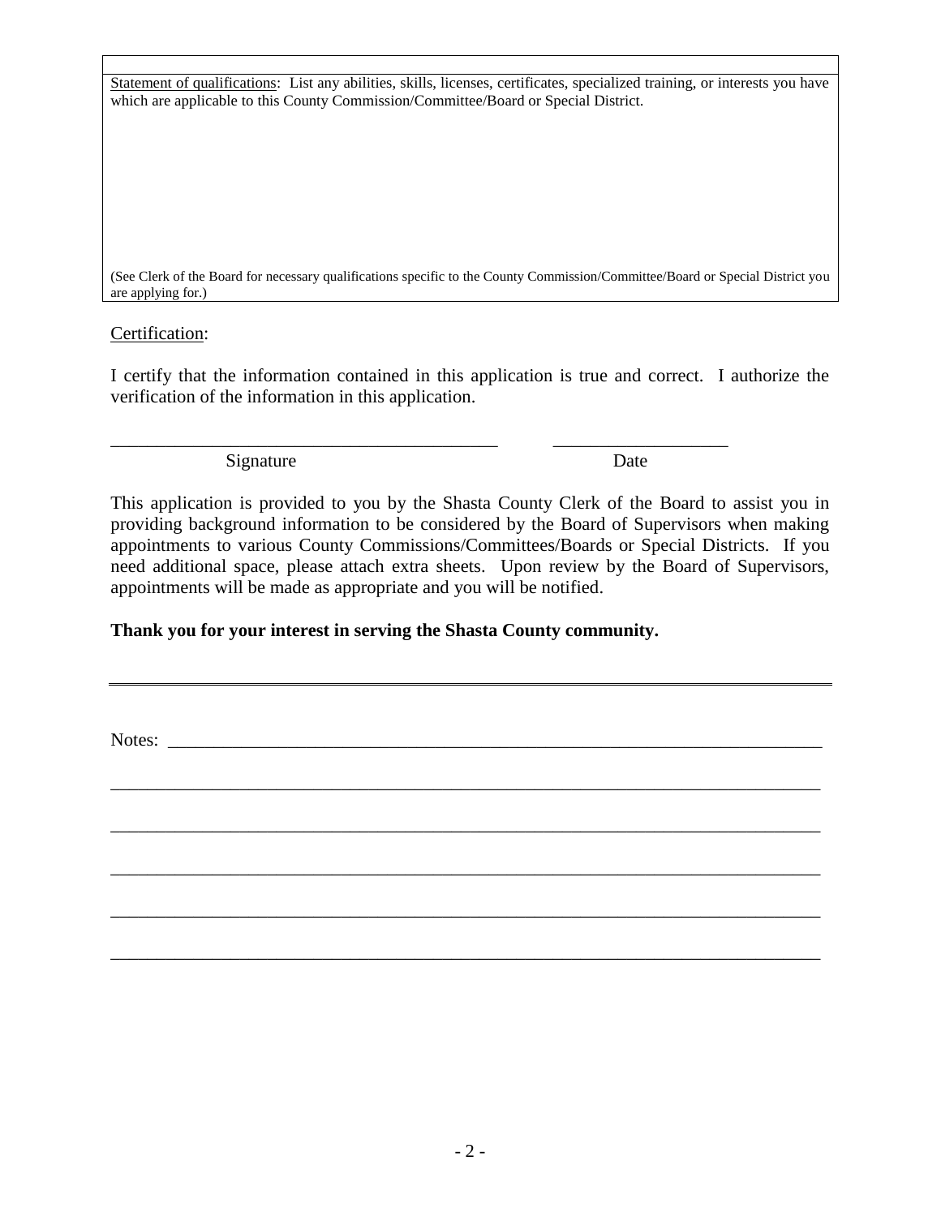Statement of qualifications: List any abilities, skills, licenses, certificates, specialized training, or interests you have which are applicable to this County Commission/Committee/Board or Special District.

(See Clerk of the Board for necessary qualifications specific to the County Commission/Committee/Board or Special District you are applying for.)

Certification:

I certify that the information contained in this application is true and correct. I authorize the verification of the information in this application.

_____________________________________________ ____________________

Signature Date

This application is provided to you by the Shasta County Clerk of the Board to assist you in providing background information to be considered by the Board of Supervisors when making appointments to various County Commissions/Committees/Boards or Special Districts. If you need additional space, please attach extra sheets. Upon review by the Board of Supervisors, appointments will be made as appropriate and you will be notified.

**Thank you for your interest in serving the Shasta County community.**

---

Notes: _________________________________________________________________________

_______________________________________________________________________________

_______________________________________________________________________________

_______________________________________________________________________________

_______________________________________________________________________________

_______________________________________________________________________________